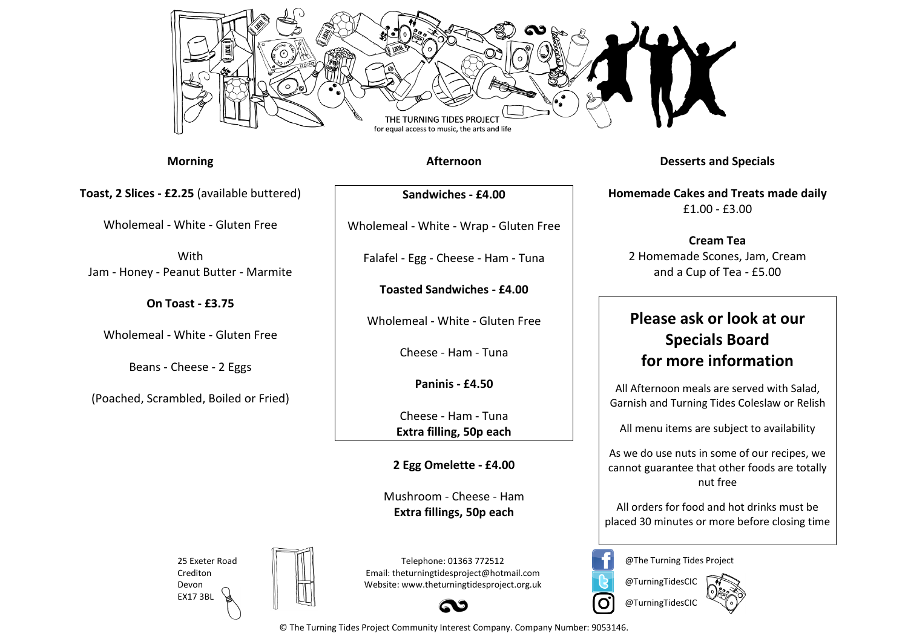THE TURNING TIDES PROJECT
for equal access to music, the arts and life

## Morning

**Toast, 2 Slices - £2.25** (available buttered)

Wholemeal - White - Gluten Free

With
Jam - Honey - Peanut Butter - Marmite

**On Toast - £3.75**

Wholemeal - White - Gluten Free

Beans - Cheese - 2 Eggs

(Poached, Scrambled, Boiled or Fried)

## Afternoon

**Sandwiches - £4.00**

Wholemeal - White - Wrap - Gluten Free

Falafel - Egg - Cheese - Ham - Tuna

**Toasted Sandwiches - £4.00**

Wholemeal - White - Gluten Free

Cheese - Ham - Tuna

**Paninis - £4.50**

Cheese - Ham - Tuna
**Extra filling, 50p each**

**2 Egg Omelette - £4.00**

Mushroom - Cheese - Ham
**Extra fillings, 50p each**

## Desserts and Specials

**Homemade Cakes and Treats made daily**
£1.00 - £3.00

**Cream Tea**
2 Homemade Scones, Jam, Cream and a Cup of Tea - £5.00

### Please ask or look at our Specials Board for more information

All Afternoon meals are served with Salad, Garnish and Turning Tides Coleslaw or Relish

All menu items are subject to availability

As we do use nuts in some of our recipes, we cannot guarantee that other foods are totally nut free

All orders for food and hot drinks must be placed 30 minutes or more before closing time

25 Exeter Road
Crediton
Devon
EX17 3BL

Telephone: 01363 772512
Email: theturningtidesproject@hotmail.com
Website: www.theturningtidesproject.org.uk

@The Turning Tides Project
@TurningTidesCIC
@TurningTidesCIC

© The Turning Tides Project Community Interest Company. Company Number: 9053146.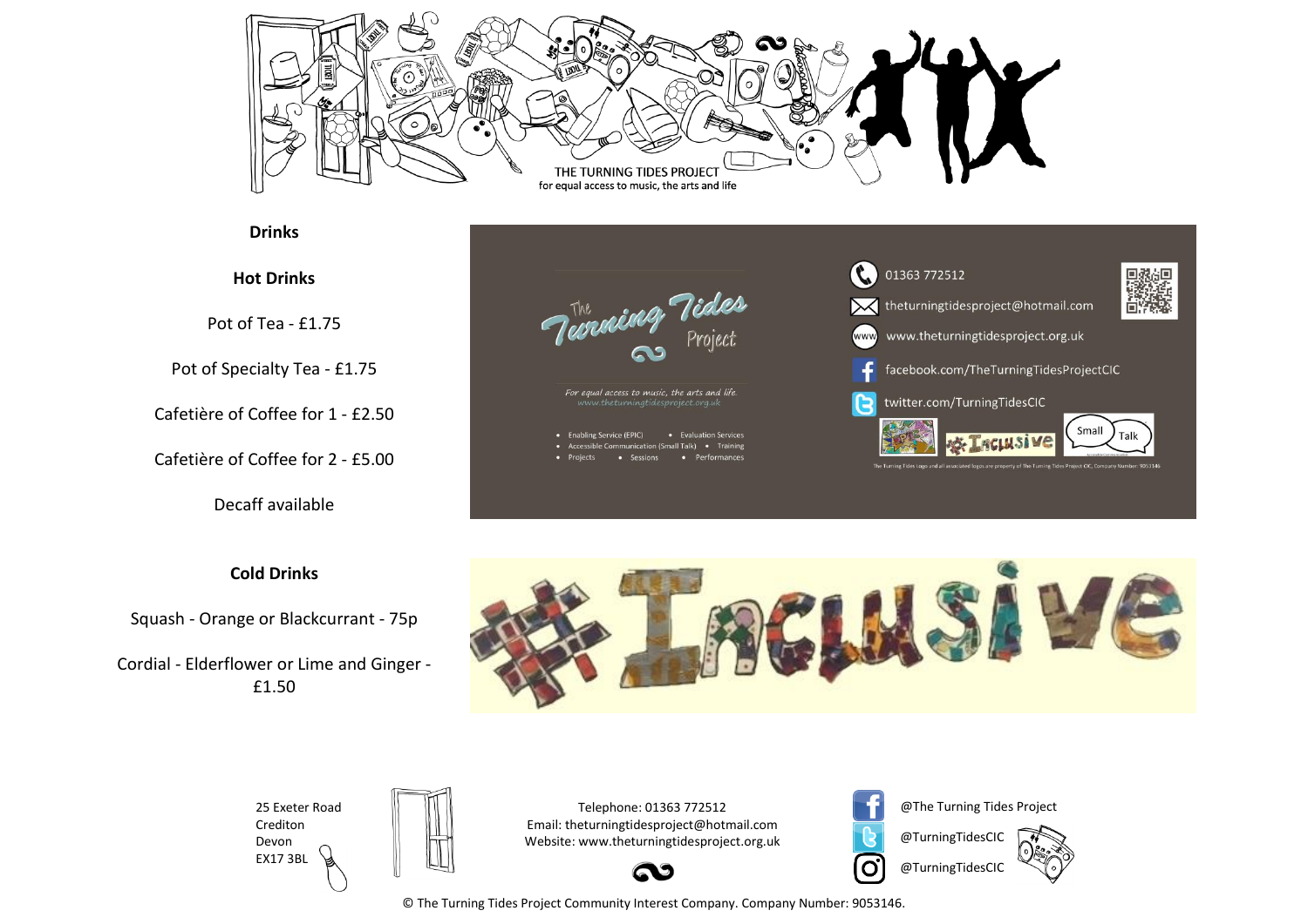THE TURNING TIDES PROJECT
for equal access to music, the arts and life

## Drinks

### Hot Drinks

Pot of Tea - £1.75

Pot of Specialty Tea - £1.75

Cafetière of Coffee for 1 - £2.50

Cafetière of Coffee for 2 - £5.00

Decaff available

### Cold Drinks

Squash - Orange or Blackcurrant - 75p

Cordial - Elderflower or Lime and Ginger - £1.50

The Turning Tides Project

For equal access to music, the arts and life.
www.theturningtidesproject.org.uk

- Enabling Service (EPIC)
- Evaluation Services
- Accessible Communication (Small Talk)
- Training
- Projects
- Sessions
- Performances

01363 772512
theturningtidesproject@hotmail.com
www.theturningtidesproject.org.uk
facebook.com/TheTurningTidesProjectCIC
twitter.com/TurningTidesCIC

#Inclusive

Small Talk

The Turning Tides logo and all associated logos are property of The Turning Tides Project CIC, Company Number: 9053146

#Inclusive

25 Exeter Road
Crediton
Devon
EX17 3BL

Telephone: 01363 772512
Email: theturningtidesproject@hotmail.com
Website: www.theturningtidesproject.org.uk

@The Turning Tides Project
@TurningTidesCIC
@TurningTidesCIC

© The Turning Tides Project Community Interest Company. Company Number: 9053146.